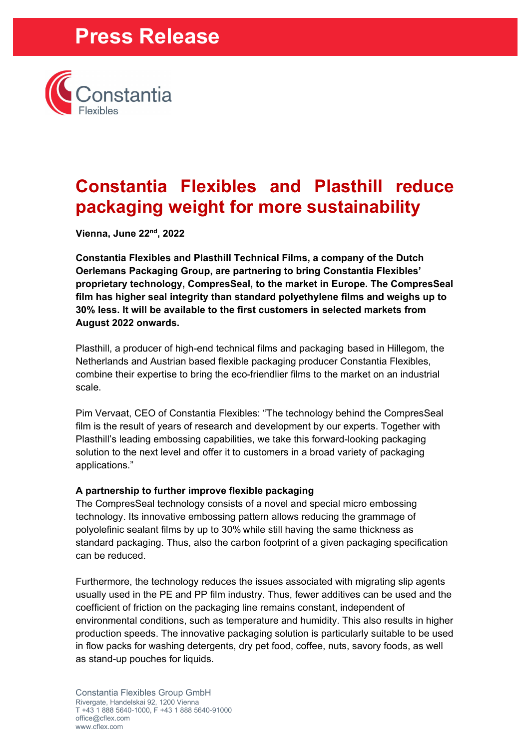# Press Release

Constantia Flexibles

## Constantia Flexibles and Plasthill reduce packaging weight for more sustainability

**Vienna, June 22nd, 2022**

**Constantia Flexibles and Plasthill Technical Films, a company of the Dutch Oerlemans Packaging Group, are partnering to bring Constantia Flexibles' proprietary technology, CompresSeal, to the market in Europe. The CompresSeal film has higher seal integrity than standard polyethylene films and weighs up to 30% less. It will be available to the first customers in selected markets from August 2022 onwards.**

Plasthill, a producer of high-end technical films and packaging based in Hillegom, the Netherlands and Austrian based flexible packaging producer Constantia Flexibles, combine their expertise to bring the eco-friendlier films to the market on an industrial scale.

Pim Vervaat, CEO of Constantia Flexibles: "The technology behind the CompresSeal film is the result of years of research and development by our experts. Together with Plasthill's leading embossing capabilities, we take this forward-looking packaging solution to the next level and offer it to customers in a broad variety of packaging applications."

### A partnership to further improve flexible packaging

The CompresSeal technology consists of a novel and special micro embossing technology. Its innovative embossing pattern allows reducing the grammage of polyolefinic sealant films by up to 30% while still having the same thickness as standard packaging. Thus, also the carbon footprint of a given packaging specification can be reduced.

Furthermore, the technology reduces the issues associated with migrating slip agents usually used in the PE and PP film industry. Thus, fewer additives can be used and the coefficient of friction on the packaging line remains constant, independent of environmental conditions, such as temperature and humidity. This also results in higher production speeds. The innovative packaging solution is particularly suitable to be used in flow packs for washing detergents, dry pet food, coffee, nuts, savory foods, as well as stand-up pouches for liquids.

Constantia Flexibles Group GmbH
Rivergate, Handelskai 92, 1200 Vienna
T +43 1 888 5640-1000, F +43 1 888 5640-91000
office@cflex.com
www.cflex.com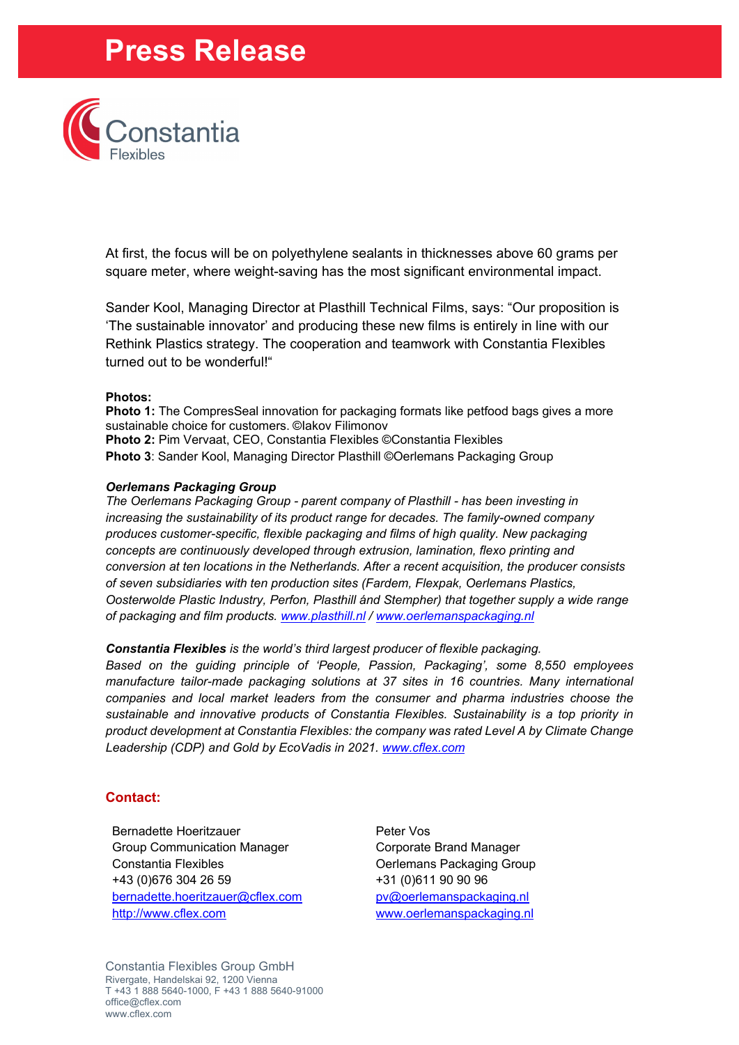At first, the focus will be on polyethylene sealants in thicknesses above 60 grams per square meter, where weight-saving has the most significant environmental impact.

Sander Kool, Managing Director at Plasthill Technical Films, says: “Our proposition is ‘The sustainable innovator’ and producing these new films is entirely in line with our Rethink Plastics strategy. The cooperation and teamwork with Constantia Flexibles turned out to be wonderful!“

**Photos:**
**Photo 1:** The CompresSeal innovation for packaging formats like petfood bags gives a more sustainable choice for customers. ©Iakov Filimonov
**Photo 2:** Pim Vervaat, CEO, Constantia Flexibles ©Constantia Flexibles
**Photo 3**: Sander Kool, Managing Director Plasthill ©Oerlemans Packaging Group

***Oerlemans Packaging Group***
*The Oerlemans Packaging Group - parent company of Plasthill - has been investing in increasing the sustainability of its product range for decades. The family-owned company produces customer-specific, flexible packaging and films of high quality. New packaging concepts are continuously developed through extrusion, lamination, flexo printing and conversion at ten locations in the Netherlands. After a recent acquisition, the producer consists of seven subsidiaries with ten production sites (Fardem, Flexpak, Oerlemans Plastics, Oosterwolde Plastic Industry, Perfon, Plasthill ánd Stempher) that together supply a wide range of packaging and film products. www.plasthill.nl / www.oerlemanspackaging.nl*

***Constantia Flexibles** is the world’s third largest producer of flexible packaging.*
*Based on the guiding principle of ‘People, Passion, Packaging’, some 8,550 employees manufacture tailor-made packaging solutions at 37 sites in 16 countries. Many international companies and local market leaders from the consumer and pharma industries choose the sustainable and innovative products of Constantia Flexibles. Sustainability is a top priority in product development at Constantia Flexibles: the company was rated Level A by Climate Change Leadership (CDP) and Gold by EcoVadis in 2021. www.cflex.com*

**Contact:**

Bernadette Hoeritzauer
Group Communication Manager
Constantia Flexibles
+43 (0)676 304 26 59
bernadette.hoeritzauer@cflex.com
http://www.cflex.com

Peter Vos
Corporate Brand Manager
Oerlemans Packaging Group
+31 (0)611 90 90 96
pv@oerlemanspackaging.nl
www.oerlemanspackaging.nl

Constantia Flexibles Group GmbH
Rivergate, Handelskai 92, 1200 Vienna
T +43 1 888 5640-1000, F +43 1 888 5640-91000
office@cflex.com
www.cflex.com